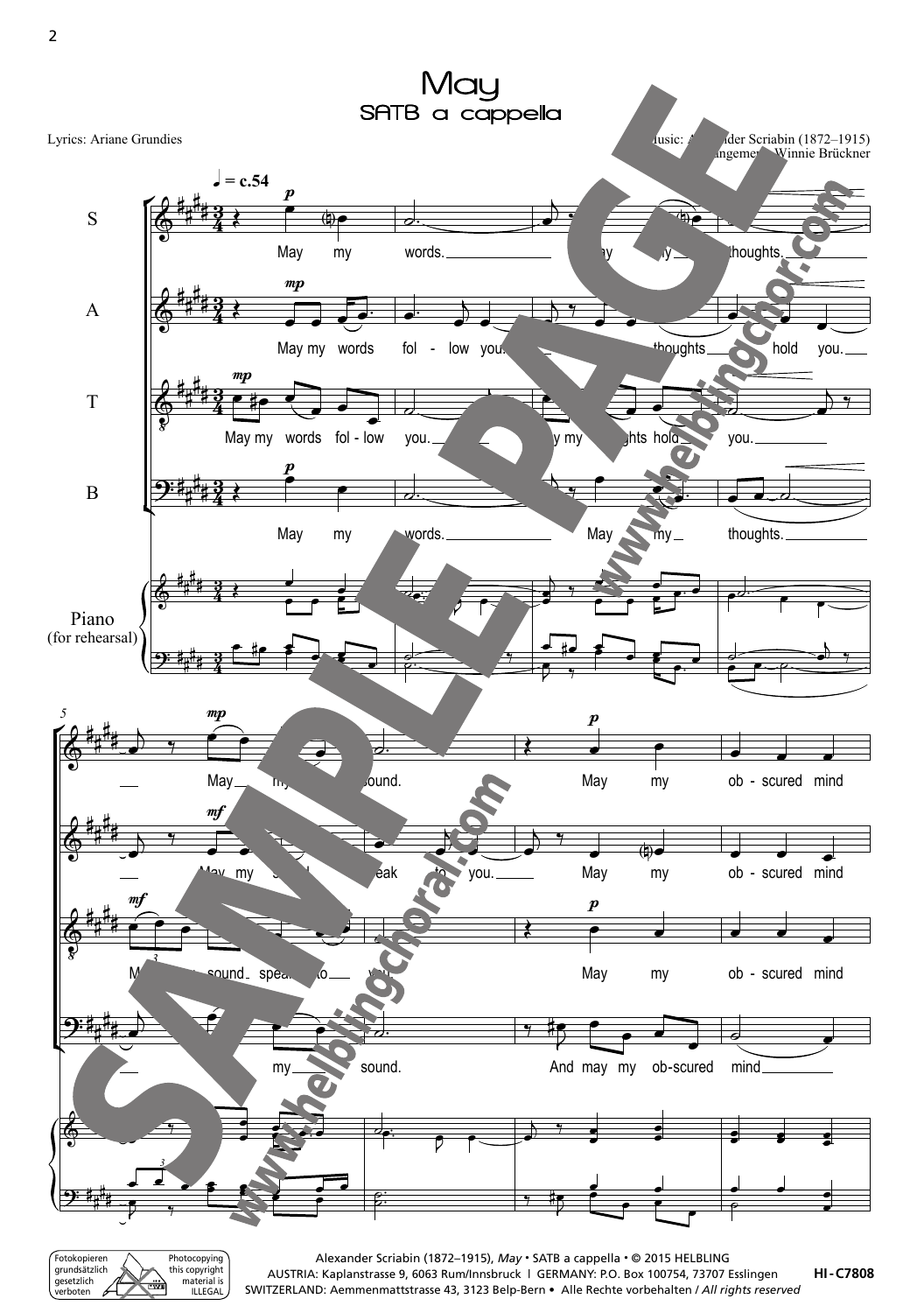# May

## SATB a cappella

Lyrics: Ariane Grundies

Music: Alexander Scriabin (1872–1915)
Arrangement: Winnie Brückner

Alexander Scriabin (1872–1915), *May* • SATB a cappella • © 2015 HELBLING
AUSTRIA: Kaplanstrasse 9, 6063 Rum/Innsbruck | GERMANY: P.O. Box 100754, 73707 Esslingen
SWITZERLAND: Aemmenmattstrasse 43, 3123 Belp-Bern • Alle Rechte vorbehalten / *All rights reserved*

HI-C7808

Fotokopieren grundsätzlich gesetzlich verboten — Photocopying this copyright material is ILLEGAL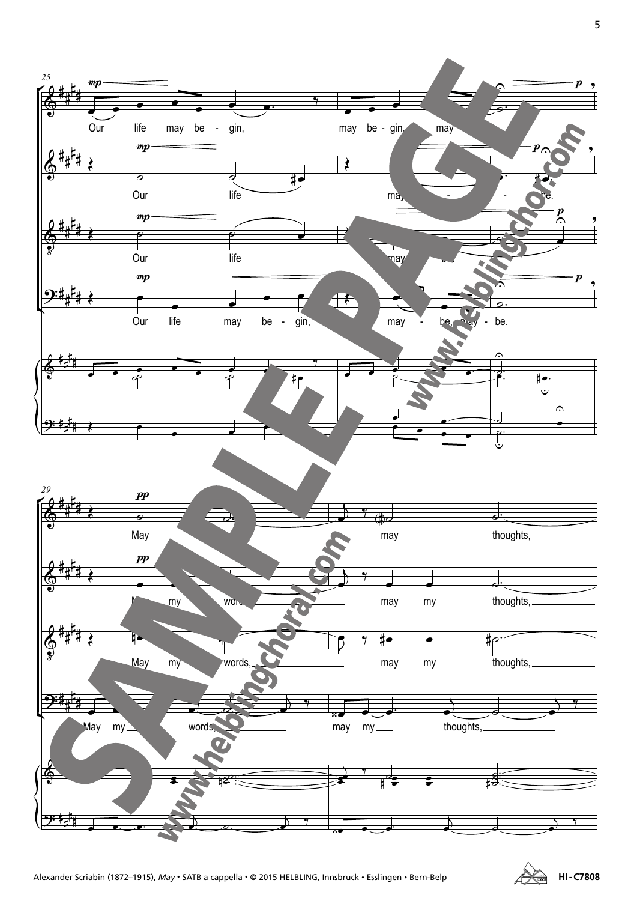25

Our life may be - gin, may be - gin, may be.

Our life may - be.

Our life may be.

Our life may be - gin, may - be, may - be.

29

May may thoughts,

May my words, may my thoughts,

May my words, may my thoughts,

May my words, may my thoughts,